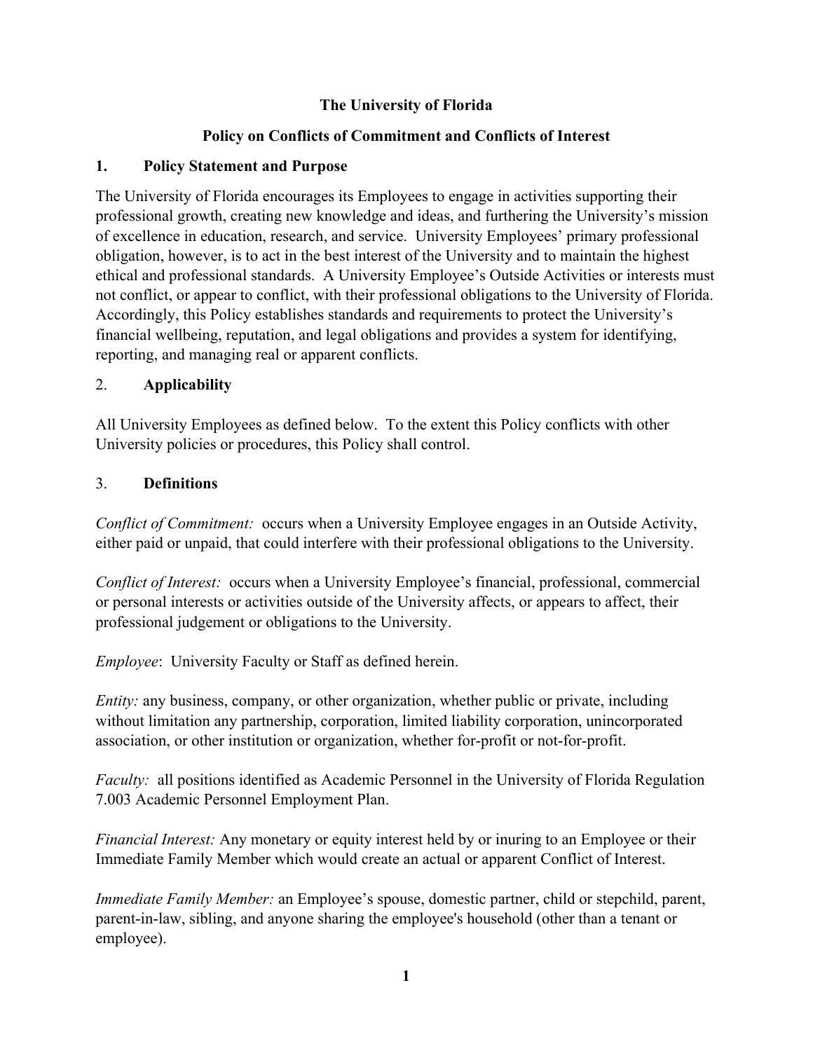# The University of Florida

## Policy on Conflicts of Commitment and Conflicts of Interest

### 1. Policy Statement and Purpose

The University of Florida encourages its Employees to engage in activities supporting their professional growth, creating new knowledge and ideas, and furthering the University's mission of excellence in education, research, and service. University Employees' primary professional obligation, however, is to act in the best interest of the University and to maintain the highest ethical and professional standards. A University Employee's Outside Activities or interests must not conflict, or appear to conflict, with their professional obligations to the University of Florida. Accordingly, this Policy establishes standards and requirements to protect the University's financial wellbeing, reputation, and legal obligations and provides a system for identifying, reporting, and managing real or apparent conflicts.

### 2. Applicability

All University Employees as defined below. To the extent this Policy conflicts with other University policies or procedures, this Policy shall control.

### 3. Definitions

*Conflict of Commitment:* occurs when a University Employee engages in an Outside Activity, either paid or unpaid, that could interfere with their professional obligations to the University.

*Conflict of Interest:* occurs when a University Employee's financial, professional, commercial or personal interests or activities outside of the University affects, or appears to affect, their professional judgement or obligations to the University.

*Employee*: University Faculty or Staff as defined herein.

*Entity:* any business, company, or other organization, whether public or private, including without limitation any partnership, corporation, limited liability corporation, unincorporated association, or other institution or organization, whether for-profit or not-for-profit.

*Faculty:* all positions identified as Academic Personnel in the University of Florida Regulation 7.003 Academic Personnel Employment Plan.

*Financial Interest:* Any monetary or equity interest held by or inuring to an Employee or their Immediate Family Member which would create an actual or apparent Conflict of Interest.

*Immediate Family Member:* an Employee's spouse, domestic partner, child or stepchild, parent, parent-in-law, sibling, and anyone sharing the employee's household (other than a tenant or employee).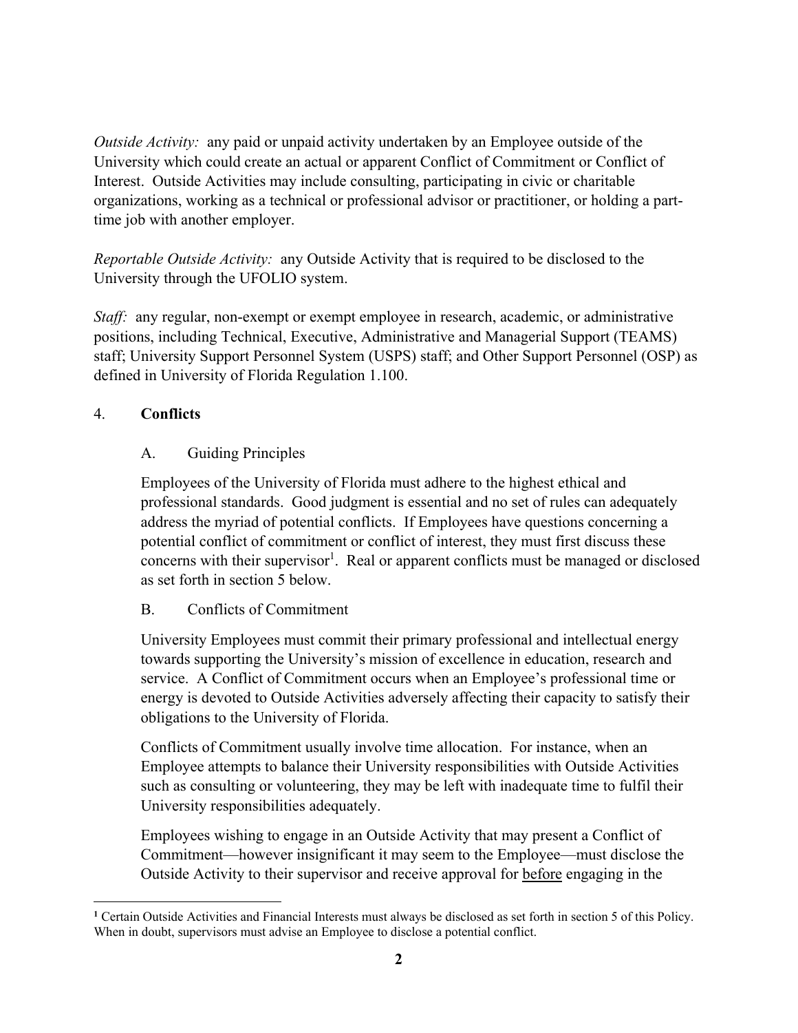*Outside Activity:* any paid or unpaid activity undertaken by an Employee outside of the University which could create an actual or apparent Conflict of Commitment or Conflict of Interest. Outside Activities may include consulting, participating in civic or charitable organizations, working as a technical or professional advisor or practitioner, or holding a part-time job with another employer.

*Reportable Outside Activity:* any Outside Activity that is required to be disclosed to the University through the UFOLIO system.

*Staff:* any regular, non-exempt or exempt employee in research, academic, or administrative positions, including Technical, Executive, Administrative and Managerial Support (TEAMS) staff; University Support Personnel System (USPS) staff; and Other Support Personnel (OSP) as defined in University of Florida Regulation 1.100.

## 4. **Conflicts**

### A. Guiding Principles

Employees of the University of Florida must adhere to the highest ethical and professional standards. Good judgment is essential and no set of rules can adequately address the myriad of potential conflicts. If Employees have questions concerning a potential conflict of commitment or conflict of interest, they must first discuss these concerns with their supervisor[1]. Real or apparent conflicts must be managed or disclosed as set forth in section 5 below.

### B. Conflicts of Commitment

University Employees must commit their primary professional and intellectual energy towards supporting the University's mission of excellence in education, research and service. A Conflict of Commitment occurs when an Employee's professional time or energy is devoted to Outside Activities adversely affecting their capacity to satisfy their obligations to the University of Florida.

Conflicts of Commitment usually involve time allocation. For instance, when an Employee attempts to balance their University responsibilities with Outside Activities such as consulting or volunteering, they may be left with inadequate time to fulfil their University responsibilities adequately.

Employees wishing to engage in an Outside Activity that may present a Conflict of Commitment—however insignificant it may seem to the Employee—must disclose the Outside Activity to their supervisor and receive approval for <u>before</u> engaging in the

---

[1] Certain Outside Activities and Financial Interests must always be disclosed as set forth in section 5 of this Policy. When in doubt, supervisors must advise an Employee to disclose a potential conflict.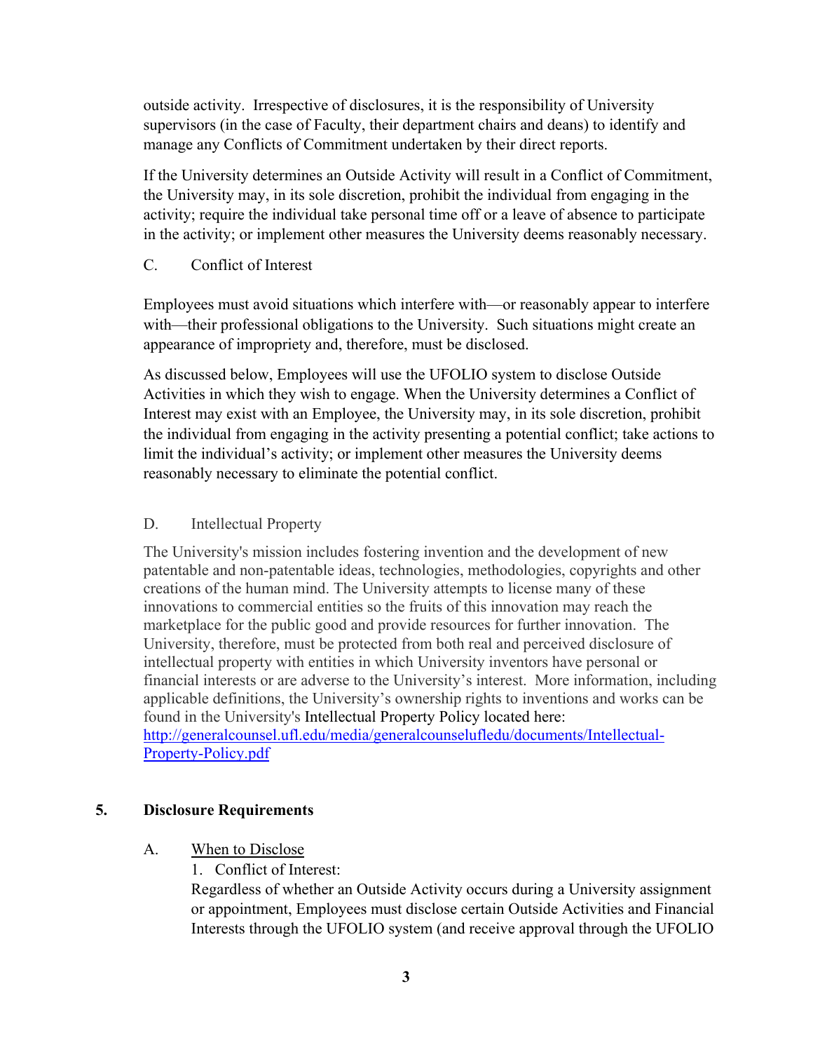outside activity. Irrespective of disclosures, it is the responsibility of University supervisors (in the case of Faculty, their department chairs and deans) to identify and manage any Conflicts of Commitment undertaken by their direct reports.

If the University determines an Outside Activity will result in a Conflict of Commitment, the University may, in its sole discretion, prohibit the individual from engaging in the activity; require the individual take personal time off or a leave of absence to participate in the activity; or implement other measures the University deems reasonably necessary.

C. Conflict of Interest

Employees must avoid situations which interfere with—or reasonably appear to interfere with—their professional obligations to the University. Such situations might create an appearance of impropriety and, therefore, must be disclosed.

As discussed below, Employees will use the UFOLIO system to disclose Outside Activities in which they wish to engage. When the University determines a Conflict of Interest may exist with an Employee, the University may, in its sole discretion, prohibit the individual from engaging in the activity presenting a potential conflict; take actions to limit the individual's activity; or implement other measures the University deems reasonably necessary to eliminate the potential conflict.

D. Intellectual Property

The University's mission includes fostering invention and the development of new patentable and non-patentable ideas, technologies, methodologies, copyrights and other creations of the human mind. The University attempts to license many of these innovations to commercial entities so the fruits of this innovation may reach the marketplace for the public good and provide resources for further innovation. The University, therefore, must be protected from both real and perceived disclosure of intellectual property with entities in which University inventors have personal or financial interests or are adverse to the University's interest. More information, including applicable definitions, the University's ownership rights to inventions and works can be found in the University's Intellectual Property Policy located here: [http://generalcounsel.ufl.edu/media/generalcounselufledu/documents/Intellectual-Property-Policy.pdf](http://generalcounsel.ufl.edu/media/generalcounselufledu/documents/Intellectual-Property-Policy.pdf)

## 5. Disclosure Requirements

A. <u>When to Disclose</u>

1. Conflict of Interest:

Regardless of whether an Outside Activity occurs during a University assignment or appointment, Employees must disclose certain Outside Activities and Financial Interests through the UFOLIO system (and receive approval through the UFOLIO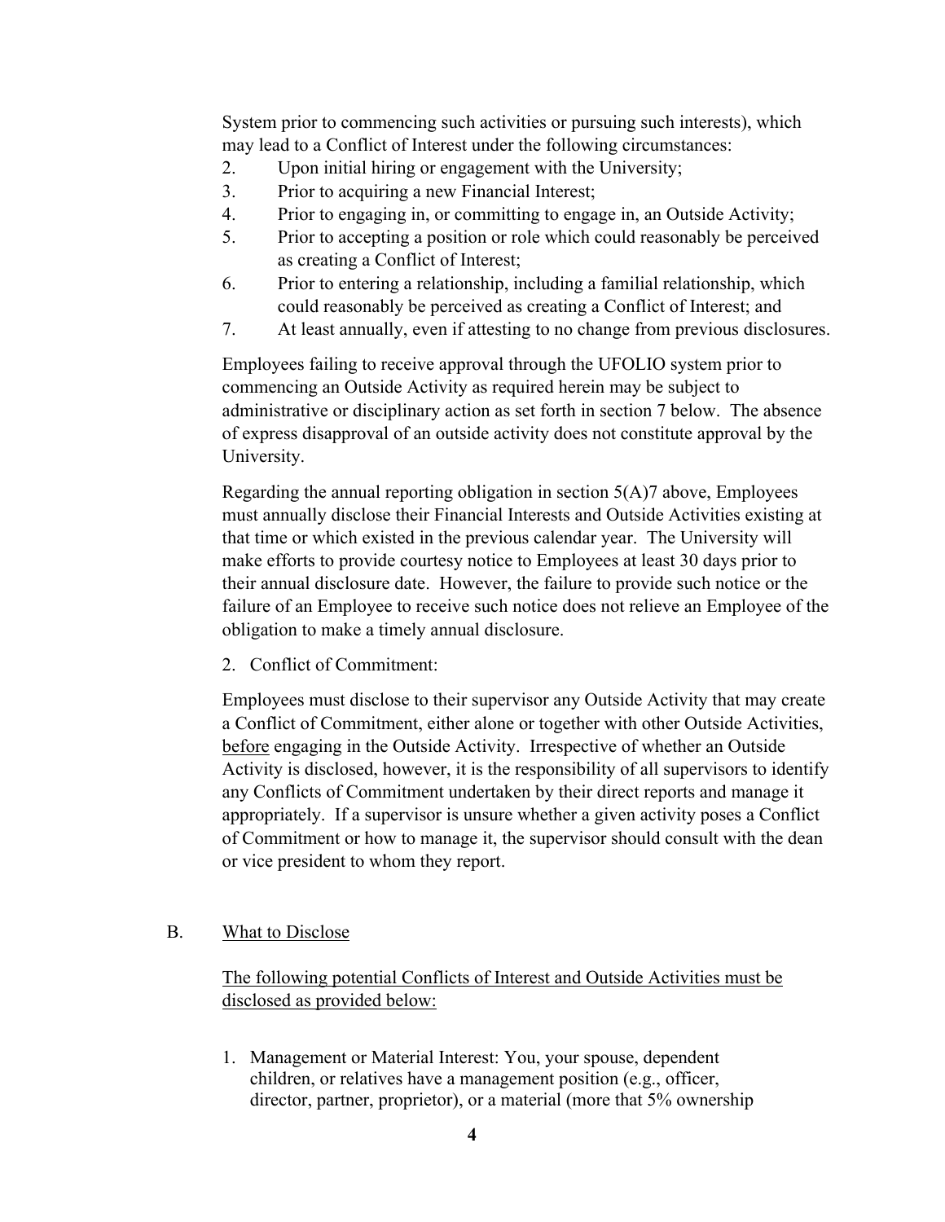System prior to commencing such activities or pursuing such interests), which may lead to a Conflict of Interest under the following circumstances:

2. Upon initial hiring or engagement with the University;
3. Prior to acquiring a new Financial Interest;
4. Prior to engaging in, or committing to engage in, an Outside Activity;
5. Prior to accepting a position or role which could reasonably be perceived as creating a Conflict of Interest;
6. Prior to entering a relationship, including a familial relationship, which could reasonably be perceived as creating a Conflict of Interest; and
7. At least annually, even if attesting to no change from previous disclosures.

Employees failing to receive approval through the UFOLIO system prior to commencing an Outside Activity as required herein may be subject to administrative or disciplinary action as set forth in section 7 below. The absence of express disapproval of an outside activity does not constitute approval by the University.

Regarding the annual reporting obligation in section 5(A)7 above, Employees must annually disclose their Financial Interests and Outside Activities existing at that time or which existed in the previous calendar year. The University will make efforts to provide courtesy notice to Employees at least 30 days prior to their annual disclosure date. However, the failure to provide such notice or the failure of an Employee to receive such notice does not relieve an Employee of the obligation to make a timely annual disclosure.

2. Conflict of Commitment:

Employees must disclose to their supervisor any Outside Activity that may create a Conflict of Commitment, either alone or together with other Outside Activities, <u>before</u> engaging in the Outside Activity. Irrespective of whether an Outside Activity is disclosed, however, it is the responsibility of all supervisors to identify any Conflicts of Commitment undertaken by their direct reports and manage it appropriately. If a supervisor is unsure whether a given activity poses a Conflict of Commitment or how to manage it, the supervisor should consult with the dean or vice president to whom they report.

B. <u>What to Disclose</u>

<u>The following potential Conflicts of Interest and Outside Activities must be disclosed as provided below:</u>

1. Management or Material Interest: You, your spouse, dependent children, or relatives have a management position (e.g., officer, director, partner, proprietor), or a material (more that 5% ownership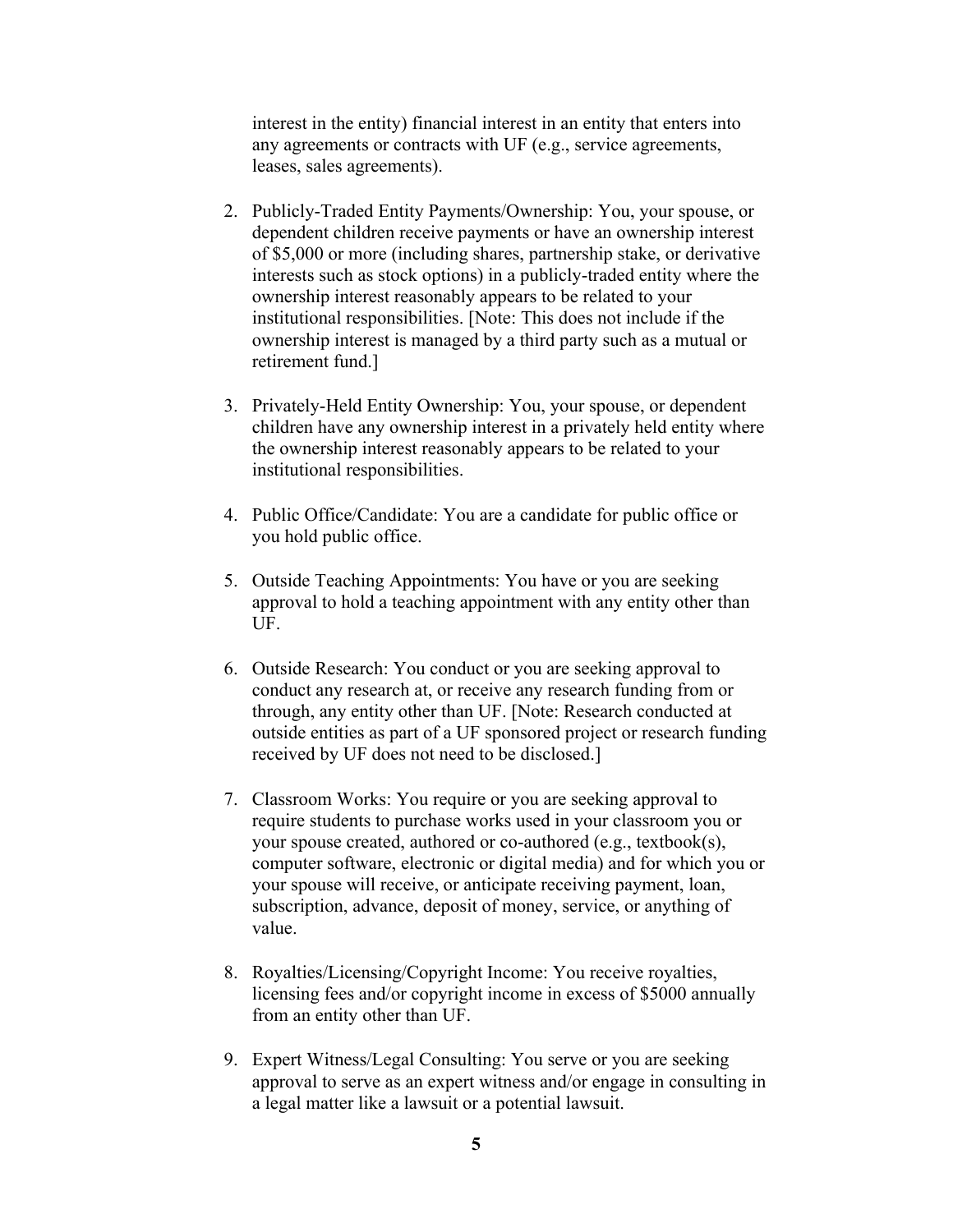interest in the entity) financial interest in an entity that enters into any agreements or contracts with UF (e.g., service agreements, leases, sales agreements).

2. Publicly-Traded Entity Payments/Ownership: You, your spouse, or dependent children receive payments or have an ownership interest of $5,000 or more (including shares, partnership stake, or derivative interests such as stock options) in a publicly-traded entity where the ownership interest reasonably appears to be related to your institutional responsibilities. [Note: This does not include if the ownership interest is managed by a third party such as a mutual or retirement fund.]

3. Privately-Held Entity Ownership: You, your spouse, or dependent children have any ownership interest in a privately held entity where the ownership interest reasonably appears to be related to your institutional responsibilities.

4. Public Office/Candidate: You are a candidate for public office or you hold public office.

5. Outside Teaching Appointments: You have or you are seeking approval to hold a teaching appointment with any entity other than UF.

6. Outside Research: You conduct or you are seeking approval to conduct any research at, or receive any research funding from or through, any entity other than UF. [Note: Research conducted at outside entities as part of a UF sponsored project or research funding received by UF does not need to be disclosed.]

7. Classroom Works: You require or you are seeking approval to require students to purchase works used in your classroom you or your spouse created, authored or co-authored (e.g., textbook(s), computer software, electronic or digital media) and for which you or your spouse will receive, or anticipate receiving payment, loan, subscription, advance, deposit of money, service, or anything of value.

8. Royalties/Licensing/Copyright Income: You receive royalties, licensing fees and/or copyright income in excess of $5000 annually from an entity other than UF.

9. Expert Witness/Legal Consulting: You serve or you are seeking approval to serve as an expert witness and/or engage in consulting in a legal matter like a lawsuit or a potential lawsuit.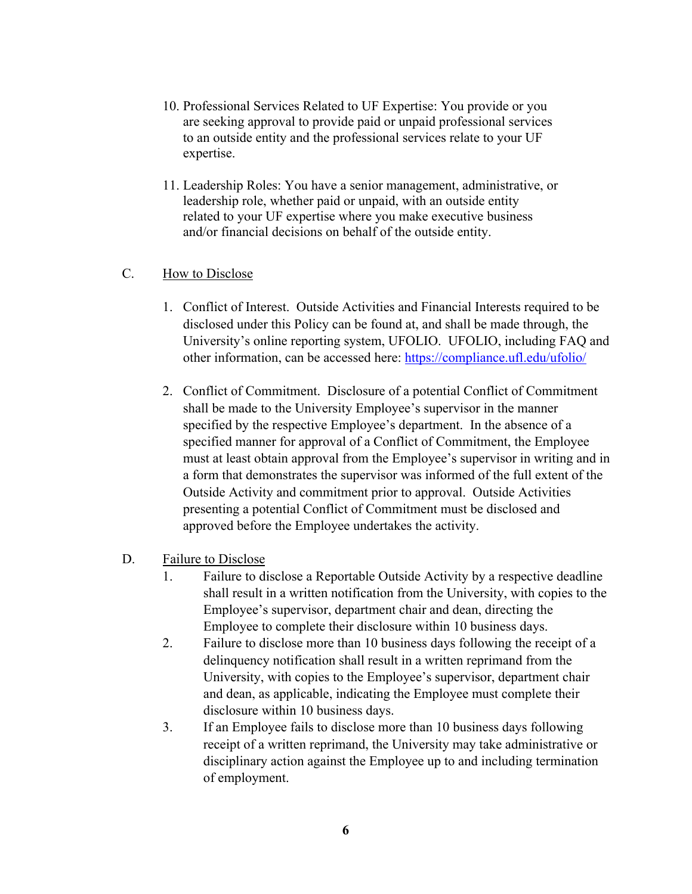10. Professional Services Related to UF Expertise: You provide or you are seeking approval to provide paid or unpaid professional services to an outside entity and the professional services relate to your UF expertise.

11. Leadership Roles: You have a senior management, administrative, or leadership role, whether paid or unpaid, with an outside entity related to your UF expertise where you make executive business and/or financial decisions on behalf of the outside entity.

C. How to Disclose

1. Conflict of Interest. Outside Activities and Financial Interests required to be disclosed under this Policy can be found at, and shall be made through, the University's online reporting system, UFOLIO. UFOLIO, including FAQ and other information, can be accessed here: https://compliance.ufl.edu/ufolio/

2. Conflict of Commitment. Disclosure of a potential Conflict of Commitment shall be made to the University Employee's supervisor in the manner specified by the respective Employee's department. In the absence of a specified manner for approval of a Conflict of Commitment, the Employee must at least obtain approval from the Employee's supervisor in writing and in a form that demonstrates the supervisor was informed of the full extent of the Outside Activity and commitment prior to approval. Outside Activities presenting a potential Conflict of Commitment must be disclosed and approved before the Employee undertakes the activity.

D. Failure to Disclose

1. Failure to disclose a Reportable Outside Activity by a respective deadline shall result in a written notification from the University, with copies to the Employee's supervisor, department chair and dean, directing the Employee to complete their disclosure within 10 business days.
2. Failure to disclose more than 10 business days following the receipt of a delinquency notification shall result in a written reprimand from the University, with copies to the Employee's supervisor, department chair and dean, as applicable, indicating the Employee must complete their disclosure within 10 business days.
3. If an Employee fails to disclose more than 10 business days following receipt of a written reprimand, the University may take administrative or disciplinary action against the Employee up to and including termination of employment.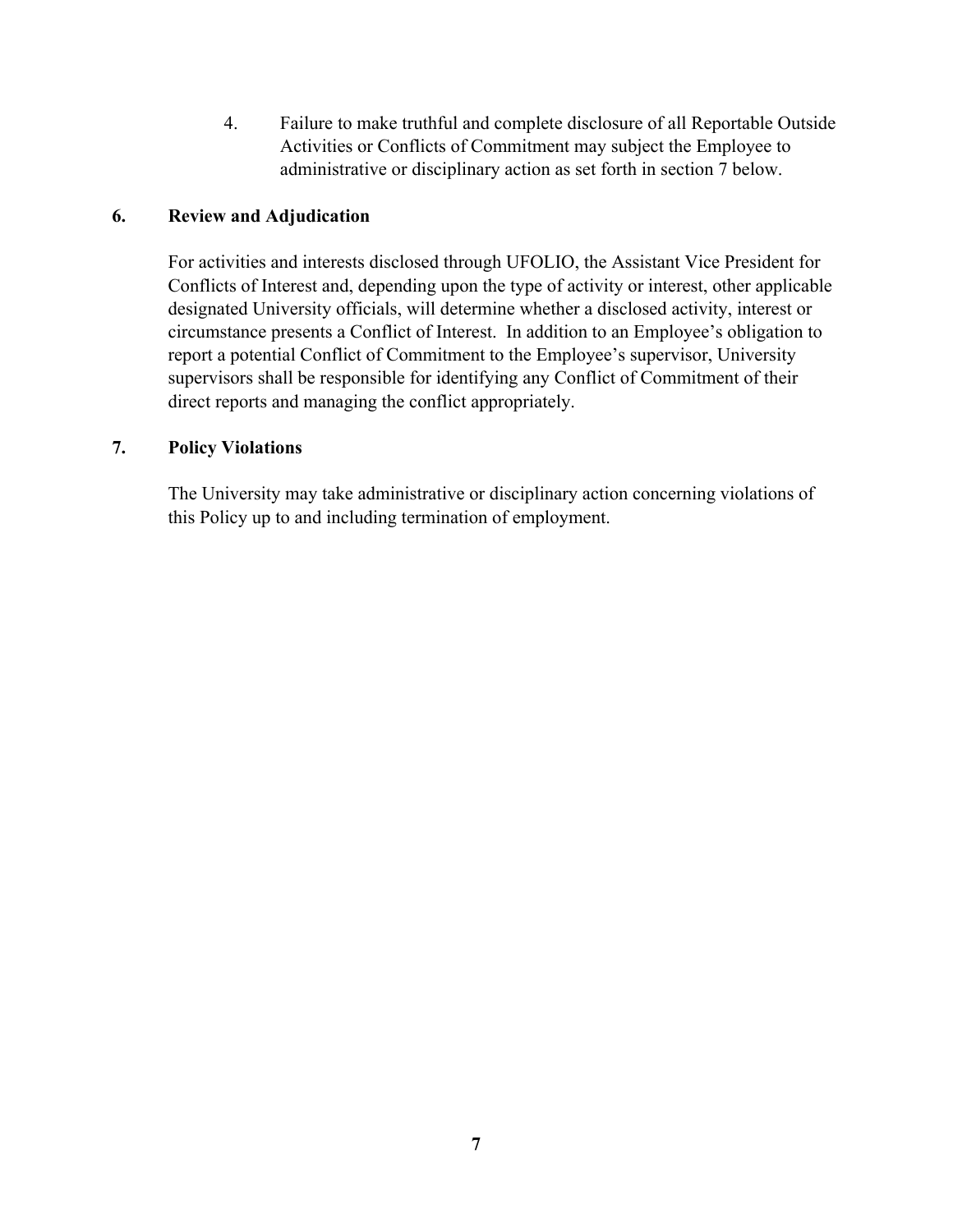4. Failure to make truthful and complete disclosure of all Reportable Outside Activities or Conflicts of Commitment may subject the Employee to administrative or disciplinary action as set forth in section 7 below.

## 6. Review and Adjudication

For activities and interests disclosed through UFOLIO, the Assistant Vice President for Conflicts of Interest and, depending upon the type of activity or interest, other applicable designated University officials, will determine whether a disclosed activity, interest or circumstance presents a Conflict of Interest. In addition to an Employee's obligation to report a potential Conflict of Commitment to the Employee's supervisor, University supervisors shall be responsible for identifying any Conflict of Commitment of their direct reports and managing the conflict appropriately.

## 7. Policy Violations

The University may take administrative or disciplinary action concerning violations of this Policy up to and including termination of employment.